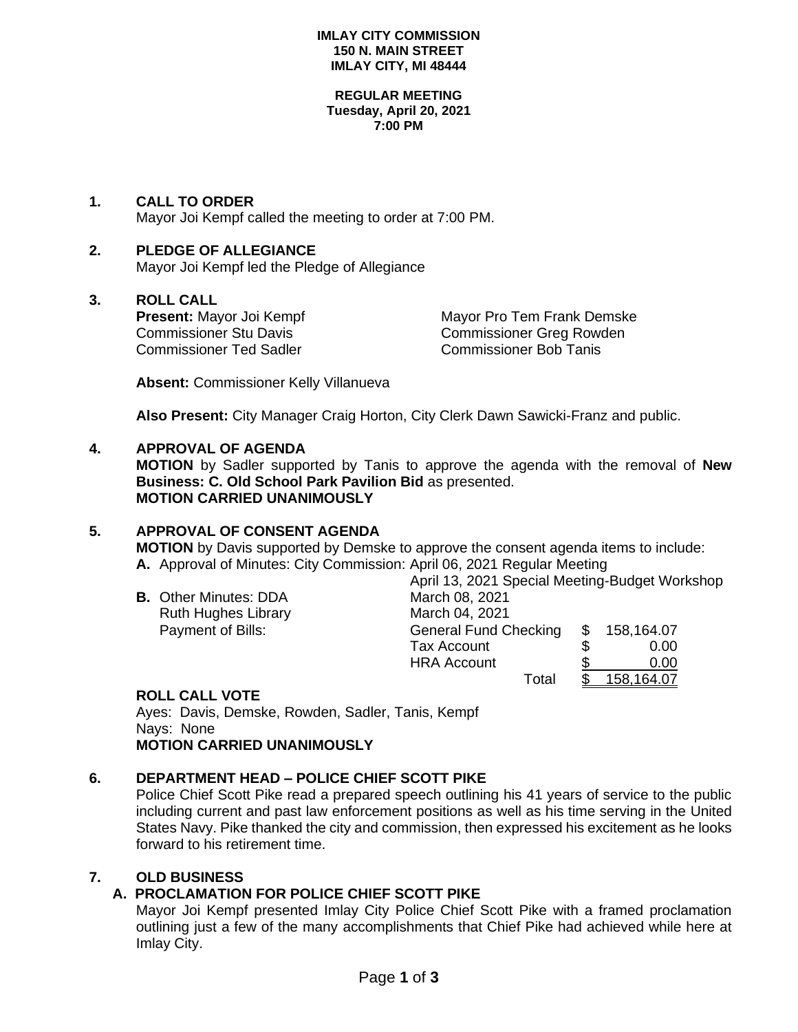**IMLAY CITY COMMISSION**
**150 N. MAIN STREET**
**IMLAY CITY, MI 48444**

**REGULAR MEETING**
**Tuesday, April 20, 2021**
**7:00 PM**

## 1. CALL TO ORDER

Mayor Joi Kempf called the meeting to order at 7:00 PM.

## 2. PLEDGE OF ALLEGIANCE

Mayor Joi Kempf led the Pledge of Allegiance

## 3. ROLL CALL

**Present:** Mayor Joi Kempf
Mayor Pro Tem Frank Demske
Commissioner Stu Davis
Commissioner Greg Rowden
Commissioner Ted Sadler
Commissioner Bob Tanis

**Absent:** Commissioner Kelly Villanueva

**Also Present:** City Manager Craig Horton, City Clerk Dawn Sawicki-Franz and public.

## 4. APPROVAL OF AGENDA

**MOTION** by Sadler supported by Tanis to approve the agenda with the removal of **New Business: C. Old School Park Pavilion Bid** as presented.
**MOTION CARRIED UNANIMOUSLY**

## 5. APPROVAL OF CONSENT AGENDA

**MOTION** by Davis supported by Demske to approve the consent agenda items to include:

**A.** Approval of Minutes: City Commission: April 06, 2021 Regular Meeting
April 13, 2021 Special Meeting-Budget Workshop

**B.** Other Minutes: DDA March 08, 2021
Ruth Hughes Library March 04, 2021

| | | | |
|---|---|---|---|
| Payment of Bills: | General Fund Checking | $ | 158,164.07 |
| | Tax Account | $ | 0.00 |
| | HRA Account | $ | 0.00 |
| | Total | $ | 158,164.07 |

**ROLL CALL VOTE**
Ayes: Davis, Demske, Rowden, Sadler, Tanis, Kempf
Nays: None
**MOTION CARRIED UNANIMOUSLY**

## 6. DEPARTMENT HEAD – POLICE CHIEF SCOTT PIKE

Police Chief Scott Pike read a prepared speech outlining his 41 years of service to the public including current and past law enforcement positions as well as his time serving in the United States Navy. Pike thanked the city and commission, then expressed his excitement as he looks forward to his retirement time.

## 7. OLD BUSINESS

### A. PROCLAMATION FOR POLICE CHIEF SCOTT PIKE

Mayor Joi Kempf presented Imlay City Police Chief Scott Pike with a framed proclamation outlining just a few of the many accomplishments that Chief Pike had achieved while here at Imlay City.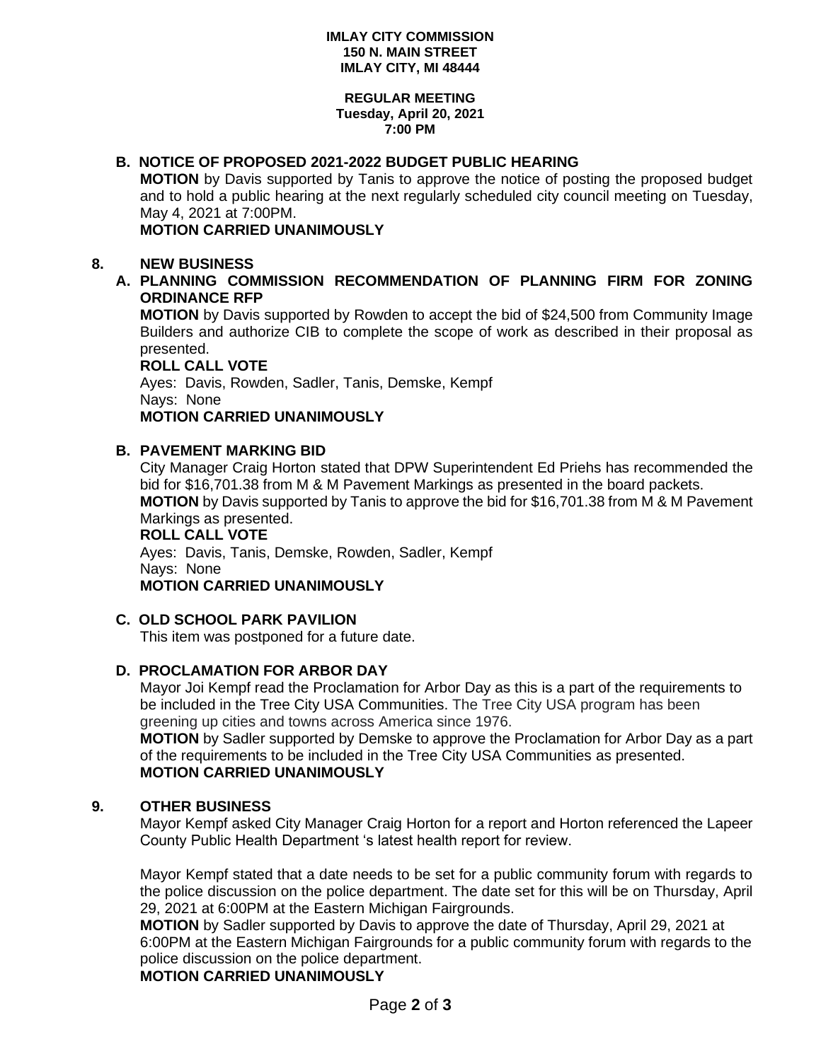**IMLAY CITY COMMISSION**
**150 N. MAIN STREET**
**IMLAY CITY, MI 48444**

**REGULAR MEETING**
**Tuesday, April 20, 2021**
**7:00 PM**

### B. NOTICE OF PROPOSED 2021-2022 BUDGET PUBLIC HEARING

**MOTION** by Davis supported by Tanis to approve the notice of posting the proposed budget and to hold a public hearing at the next regularly scheduled city council meeting on Tuesday, May 4, 2021 at 7:00PM.

**MOTION CARRIED UNANIMOUSLY**

## 8. NEW BUSINESS

### A. PLANNING COMMISSION RECOMMENDATION OF PLANNING FIRM FOR ZONING ORDINANCE RFP

**MOTION** by Davis supported by Rowden to accept the bid of $24,500 from Community Image Builders and authorize CIB to complete the scope of work as described in their proposal as presented.

**ROLL CALL VOTE**

Ayes: Davis, Rowden, Sadler, Tanis, Demske, Kempf
Nays: None

**MOTION CARRIED UNANIMOUSLY**

### B. PAVEMENT MARKING BID

City Manager Craig Horton stated that DPW Superintendent Ed Priehs has recommended the bid for $16,701.38 from M & M Pavement Markings as presented in the board packets.

**MOTION** by Davis supported by Tanis to approve the bid for $16,701.38 from M & M Pavement Markings as presented.

**ROLL CALL VOTE**

Ayes: Davis, Tanis, Demske, Rowden, Sadler, Kempf
Nays: None

**MOTION CARRIED UNANIMOUSLY**

### C. OLD SCHOOL PARK PAVILION

This item was postponed for a future date.

### D. PROCLAMATION FOR ARBOR DAY

Mayor Joi Kempf read the Proclamation for Arbor Day as this is a part of the requirements to be included in the Tree City USA Communities. The Tree City USA program has been greening up cities and towns across America since 1976.

**MOTION** by Sadler supported by Demske to approve the Proclamation for Arbor Day as a part of the requirements to be included in the Tree City USA Communities as presented.

**MOTION CARRIED UNANIMOUSLY**

## 9. OTHER BUSINESS

Mayor Kempf asked City Manager Craig Horton for a report and Horton referenced the Lapeer County Public Health Department 's latest health report for review.

Mayor Kempf stated that a date needs to be set for a public community forum with regards to the police discussion on the police department. The date set for this will be on Thursday, April 29, 2021 at 6:00PM at the Eastern Michigan Fairgrounds.

**MOTION** by Sadler supported by Davis to approve the date of Thursday, April 29, 2021 at 6:00PM at the Eastern Michigan Fairgrounds for a public community forum with regards to the police discussion on the police department.

**MOTION CARRIED UNANIMOUSLY**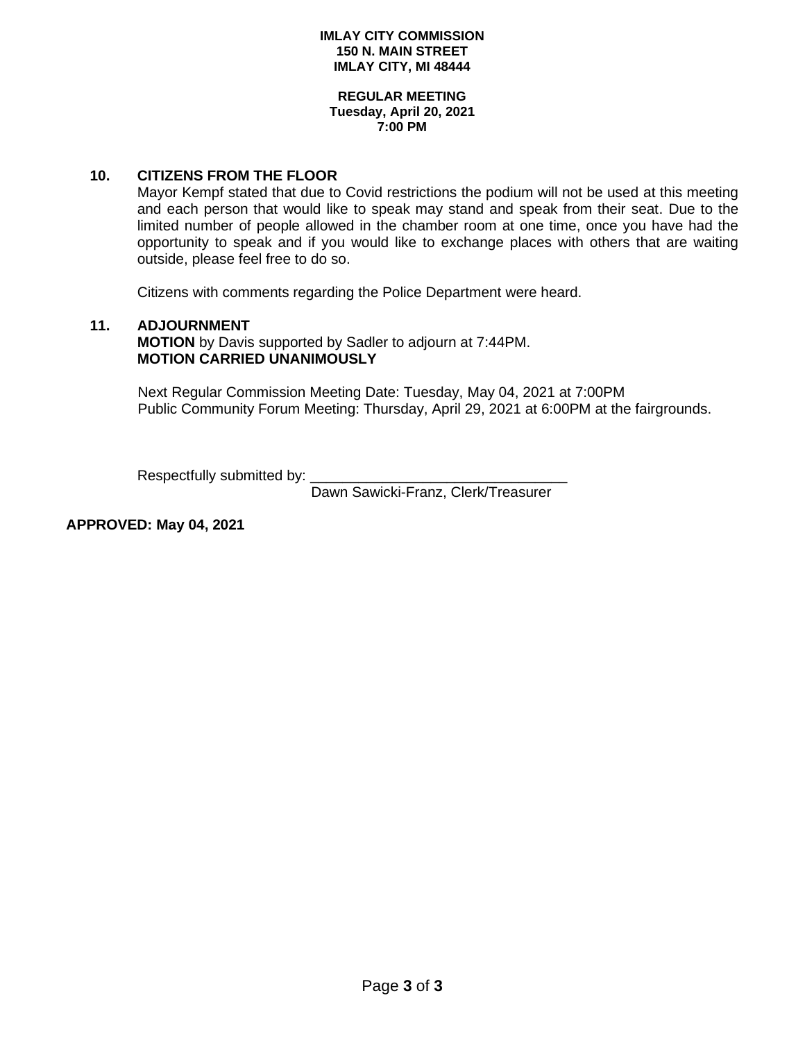**IMLAY CITY COMMISSION**
**150 N. MAIN STREET**
**IMLAY CITY, MI 48444**

**REGULAR MEETING**
**Tuesday, April 20, 2021**
**7:00 PM**

## 10. CITIZENS FROM THE FLOOR

Mayor Kempf stated that due to Covid restrictions the podium will not be used at this meeting and each person that would like to speak may stand and speak from their seat. Due to the limited number of people allowed in the chamber room at one time, once you have had the opportunity to speak and if you would like to exchange places with others that are waiting outside, please feel free to do so.

Citizens with comments regarding the Police Department were heard.

## 11. ADJOURNMENT

**MOTION** by Davis supported by Sadler to adjourn at 7:44PM.
**MOTION CARRIED UNANIMOUSLY**

Next Regular Commission Meeting Date: Tuesday, May 04, 2021 at 7:00PM
Public Community Forum Meeting: Thursday, April 29, 2021 at 6:00PM at the fairgrounds.

Respectfully submitted by: _______________________________
Dawn Sawicki-Franz, Clerk/Treasurer

**APPROVED: May 04, 2021**